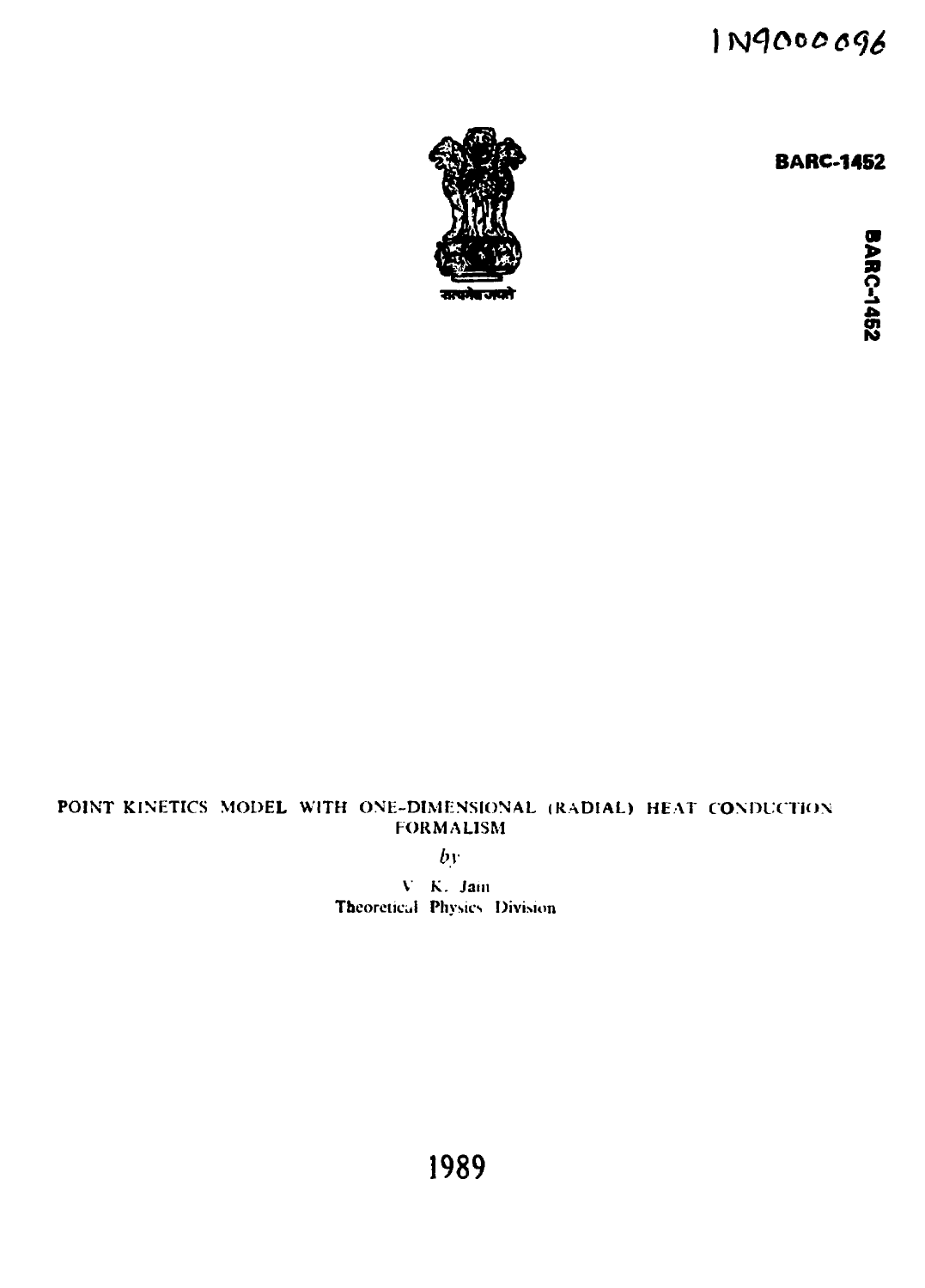IN9000096

**BARC-1452**

BARC-1452

**POINT KINETICS MODEL WITH ONE-DIMENSIONAL (RADIAL) HEAT CONDUCTION FORMALISM**

*by*

V. K. Jain
Theoretical Physics Division

1989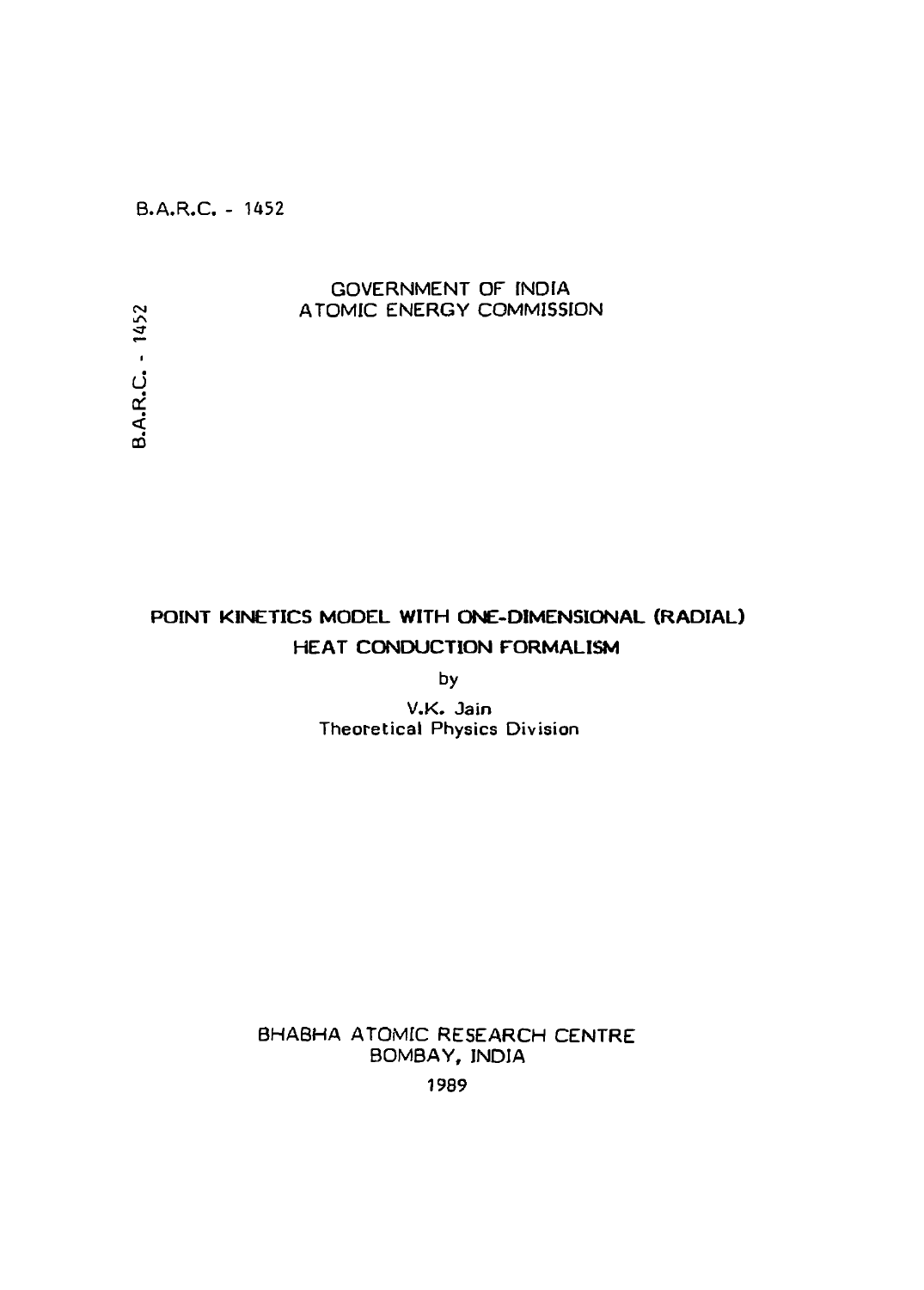B.A.R.C. - 1452

GOVERNMENT OF INDIA
ATOMIC ENERGY COMMISSION

B.A.R.C. - 1452

# POINT KINETICS MODEL WITH ONE-DIMENSIONAL (RADIAL) HEAT CONDUCTION FORMALISM

by

V.K. Jain
Theoretical Physics Division

BHABHA ATOMIC RESEARCH CENTRE
BOMBAY, INDIA
1989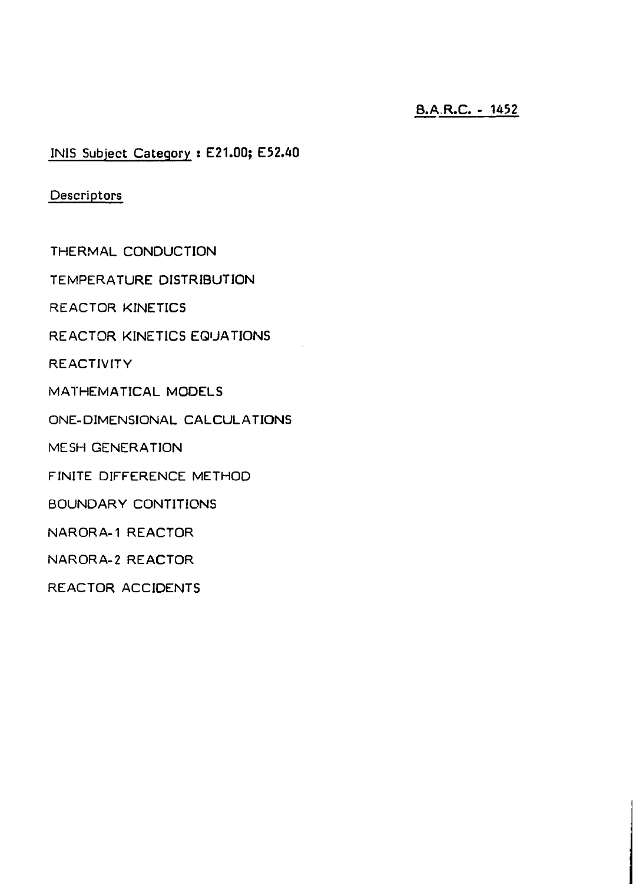B.A.R.C. - 1452

INIS Subject Category : E21.00; E52.40

Descriptors

THERMAL CONDUCTION

TEMPERATURE DISTRIBUTION

REACTOR KINETICS

REACTOR KINETICS EQUATIONS

REACTIVITY

MATHEMATICAL MODELS

ONE-DIMENSIONAL CALCULATIONS

MESH GENERATION

FINITE DIFFERENCE METHOD

BOUNDARY CONTITIONS

NARORA-1 REACTOR

NARORA-2 REACTOR

REACTOR ACCIDENTS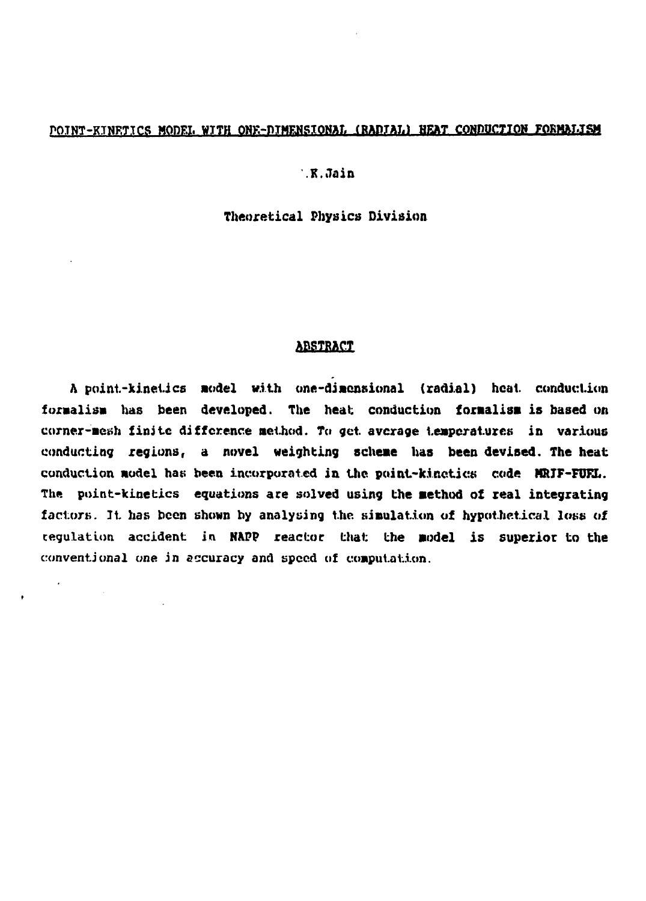# POINT-KINETICS MODEL WITH ONE-DIMENSIONAL (RADIAL) HEAT CONDUCTION FORMALISM

.K.Jain

Theoretical Physics Division

## ABSTRACT

A point-kinetics model with one-dimensional (radial) heat conduction formalism has been developed. The heat conduction formalism is based on corner-mesh finite difference method. To get average temperatures in various conducting regions, a novel weighting scheme has been devised. The heat conduction model has been incorporated in the point-kinetics code MRIF-FUEL. The point-kinetics equations are solved using the method of real integrating factors. It has been shown by analysing the simulation of hypothetical loss of regulation accident in NAPP reactor that the model is superior to the conventional one in accuracy and speed of computation.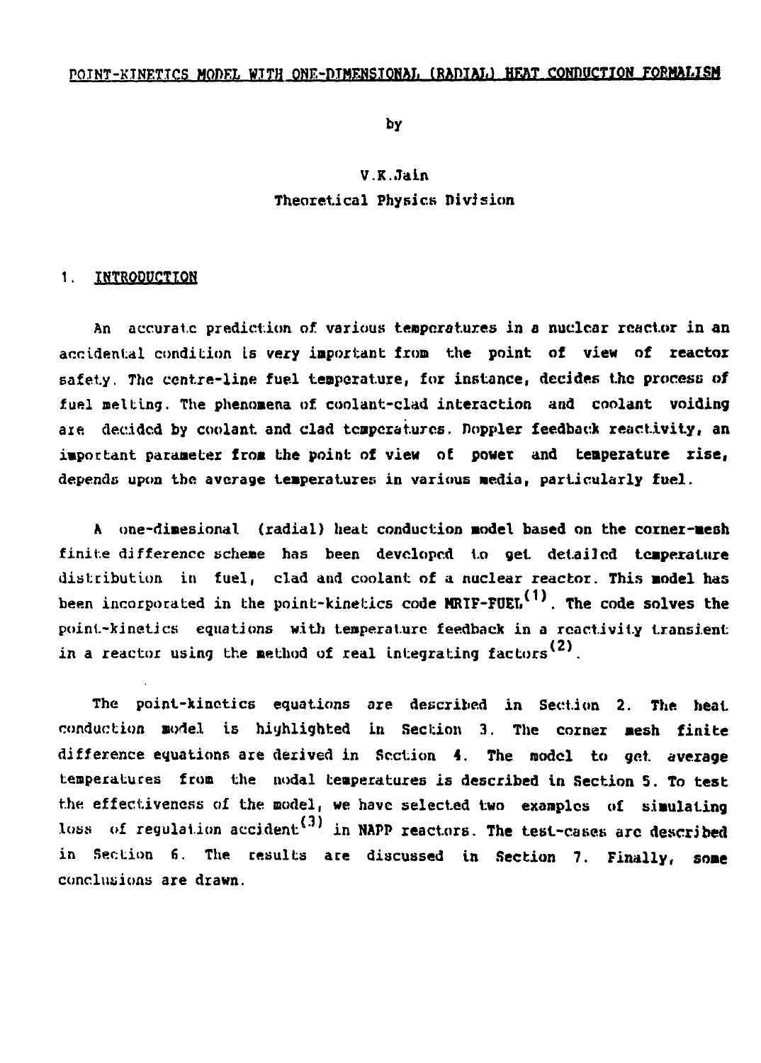# POINT-KINETICS MODEL WITH ONE-DIMENSIONAL (RADIAL) HEAT CONDUCTION FORMALISM

by

V.K.Jain
Theoretical Physics Division

## 1. INTRODUCTION

An accurate prediction of various temperatures in a nuclear reactor in an accidental condition is very important from the point of view of reactor safety. The centre-line fuel temperature, for instance, decides the process of fuel melting. The phenomena of coolant-clad interaction and coolant voiding are decided by coolant and clad temperatures. Doppler feedback reactivity, an important parameter from the point of view of power and temperature rise, depends upon the average temperatures in various media, particularly fuel.

A one-dimesional (radial) heat conduction model based on the corner-mesh finite difference scheme has been developed to get detailed temperature distribution in fuel, clad and coolant of a nuclear reactor. This model has been incorporated in the point-kinetics code MRIF-FUEL[1]. The code solves the point-kinetics equations with temperature feedback in a reactivity transient in a reactor using the method of real integrating factors[2].

The point-kinetics equations are described in Section 2. The heat conduction model is highlighted in Section 3. The corner mesh finite difference equations are derived in Section 4. The model to get average temperatures from the nodal temperatures is described in Section 5. To test the effectiveness of the model, we have selected two examples of simulating loss of regulation accident[3] in NAPP reactors. The test-cases are described in Section 6. The results are discussed in Section 7. Finally, some conclusions are drawn.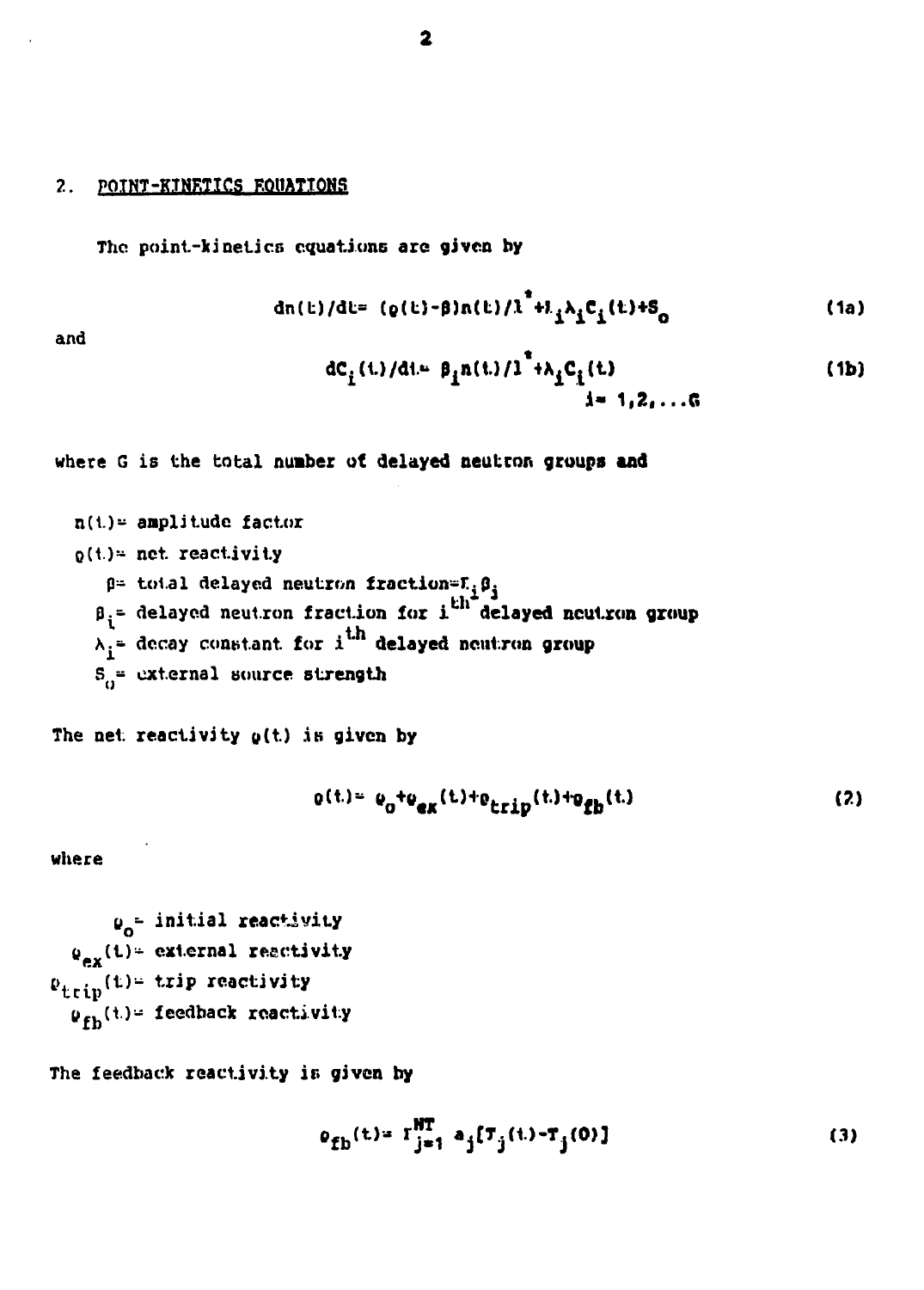## 2. POINT-KINETICS EQUATIONS

The point-kinetics equations are given by

$$dn(t)/dt = (\rho(t)-\beta)n(t)/l^{*} + \Sigma_i \lambda_i C_i(t) + S_o \tag{1a}$$

and

$$dC_i(t)/dt = \beta_i n(t)/l^{*} + \lambda_i C_i(t) \qquad i = 1,2,\ldots G \tag{1b}$$

where G is the total number of delayed neutron groups and

$n(t)$ = amplitude factor

$\rho(t)$ = net reactivity

$\beta$ = total delayed neutron fraction $= \Sigma_i \beta_i$

$\beta_i$ = delayed neutron fraction for $i^{th}$ delayed neutron group

$\lambda_i$ = decay constant for $i^{th}$ delayed neutron group

$S_o$ = external source strength

The net reactivity $\rho(t)$ is given by

$$\rho(t) = \rho_o + \rho_{ex}(t) + \rho_{trip}(t) + \rho_{fb}(t) \tag{2}$$

where

$\rho_o$ = initial reactivity

$\rho_{ex}(t)$ = external reactivity

$\rho_{trip}(t)$ = trip reactivity

$\rho_{fb}(t)$ = feedback reactivity

The feedback reactivity is given by

$$\rho_{fb}(t) = \Sigma_{j=1}^{NT} a_j[T_j(t)-T_j(0)] \tag{3}$$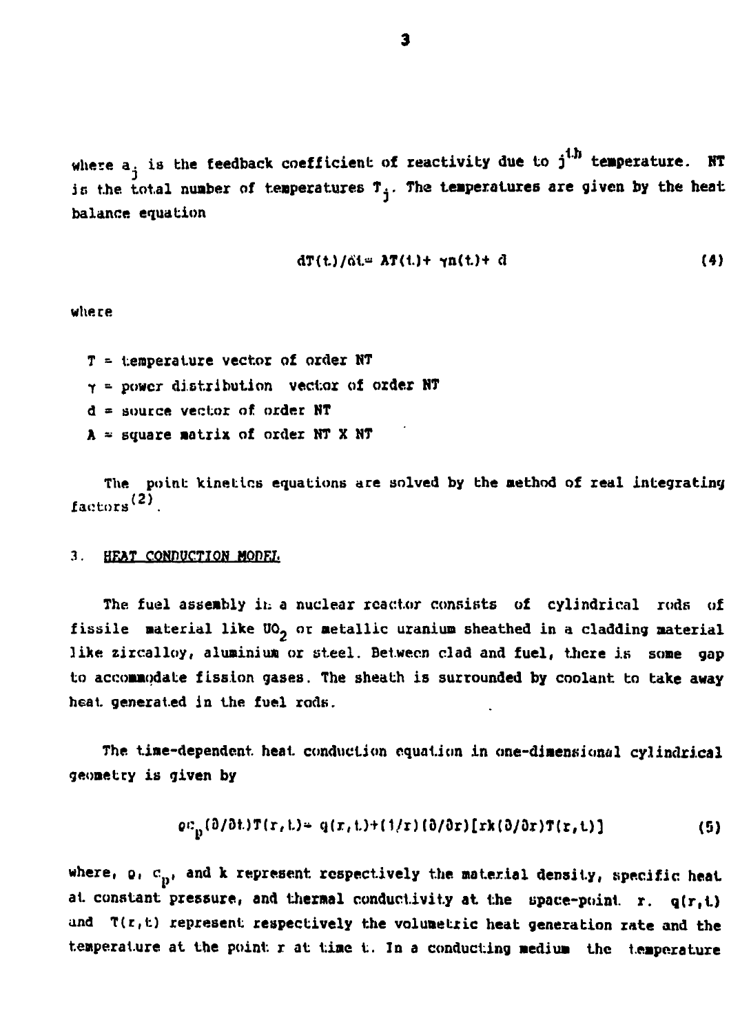where $a_j$ is the feedback coefficient of reactivity due to $j^{th}$ temperature. NT is the total number of temperatures $T_j$. The temperatures are given by the heat balance equation

$$dT(t)/dt = AT(t) + \gamma n(t) + d \tag{4}$$

where

- $T$ = temperature vector of order NT
- $\gamma$ = power distribution vector of order NT
- $d$ = source vector of order NT
- $A$ = square matrix of order NT X NT

The point kinetics equations are solved by the method of real integrating factors[2].

## 3. HEAT CONDUCTION MODEL

The fuel assembly in a nuclear reactor consists of cylindrical rods of fissile material like $UO_2$ or metallic uranium sheathed in a cladding material like zircalloy, aluminium or steel. Between clad and fuel, there is some gap to accommodate fission gases. The sheath is surrounded by coolant to take away heat generated in the fuel rods.

The time-dependent heat conduction equation in one-dimensional cylindrical geometry is given by

$$\rho c_p (\partial/\partial t) T(r,t) = q(r,t) + (1/r)(\partial/\partial r)[rk(\partial/\partial r)T(r,t)] \tag{5}$$

where, $\rho$, $c_p$, and $k$ represent respectively the material density, specific heat at constant pressure, and thermal conductivity at the space-point $r$. $q(r,t)$ and $T(r,t)$ represent respectively the volumetric heat generation rate and the temperature at the point $r$ at time $t$. In a conducting medium the temperature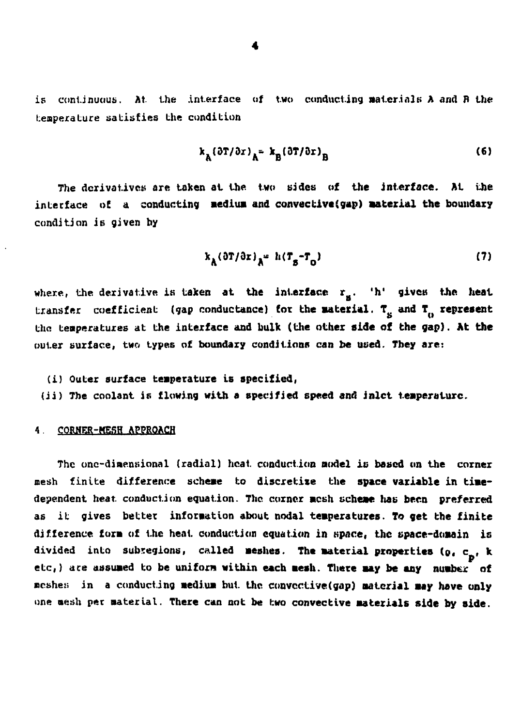is continuous. At the interface of two conducting materials A and B the temperature satisfies the condition

$$k_A(\partial T/\partial r)_A = k_B(\partial T/\partial r)_B \tag{6}$$

The derivatives are taken at the two sides of the interface. At the interface of a conducting medium and convective(gap) material the boundary condition is given by

$$k_A(\partial T/\partial r)_A = h(T_s - T_0) \tag{7}$$

where, the derivative is taken at the interface $r_s$. 'h' gives the heat transfer coefficient (gap conductance) for the material. $T_s$ and $T_0$ represent the temperatures at the interface and bulk (the other side of the gap). At the outer surface, two types of boundary conditions can be used. They are:

(i) Outer surface temperature is specified,

(ii) The coolant is flowing with a specified speed and inlet temperature.

## 4. CORNER-MESH APPROACH

The one-dimensional (radial) heat conduction model is based on the corner mesh finite difference scheme to discretize the space variable in time-dependent heat conduction equation. The corner mesh scheme has been preferred as it gives better information about nodal temperatures. To get the finite difference form of the heat conduction equation in space, the space-domain is divided into subregions, called meshes. The material properties ($\rho$, $c_p$, k etc,) are assumed to be uniform within each mesh. There may be any number of meshes in a conducting medium but the convective(gap) material may have only one mesh per material. There can not be two convective materials side by side.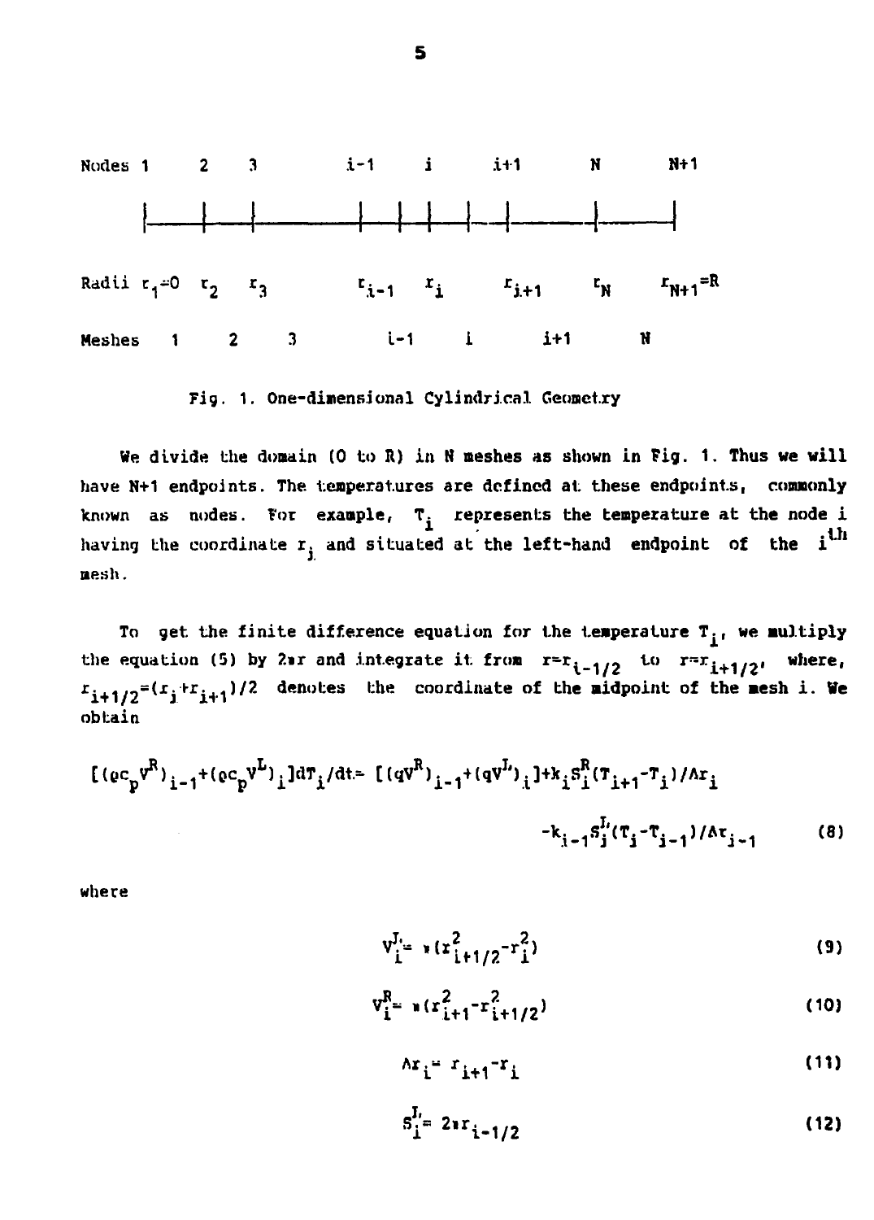Nodes 1  2  3  i-1  i  i+1  N  N+1

Radii $r_1=0$  $r_2$  $r_3$  $r_{i-1}$  $r_i$  $r_{i+1}$  $r_N$  $r_{N+1}=R$

Meshes 1  2  3  i-1  i  i+1  N

Fig. 1. One-dimensional Cylindrical Geometry

We divide the domain (0 to R) in N meshes as shown in Fig. 1. Thus we will have N+1 endpoints. The temperatures are defined at these endpoints, commonly known as nodes. For example, $T_i$ represents the temperature at the node i having the coordinate $r_i$ and situated at the left-hand endpoint of the $i^{th}$ mesh.

To get the finite difference equation for the temperature $T_i$, we multiply the equation (5) by $2\pi r$ and integrate it from $r=r_{i-1/2}$ to $r=r_{i+1/2}$, where, $r_{i+1/2}=(r_i+r_{i+1})/2$ denotes the coordinate of the midpoint of the mesh i. We obtain

$$[(\rho c_p V^R)_{i-1}+(\rho c_p V^L)_i]dT_i/dt= [(qV^R)_{i-1}+(qV^L)_i]+k_i S_i^R(T_{i+1}-T_i)/\Delta r_i$$
$$-k_{i-1}S_i^L(T_i-T_{i-1})/\Delta r_{i-1} \qquad (8)$$

where

$$V_i^L= \pi(r_{i+1/2}^2-r_i^2) \qquad (9)$$

$$V_i^R= \pi(r_{i+1}^2-r_{i+1/2}^2) \qquad (10)$$

$$\Delta r_i= r_{i+1}-r_i \qquad (11)$$

$$S_i^L= 2\pi r_{i-1/2} \qquad (12)$$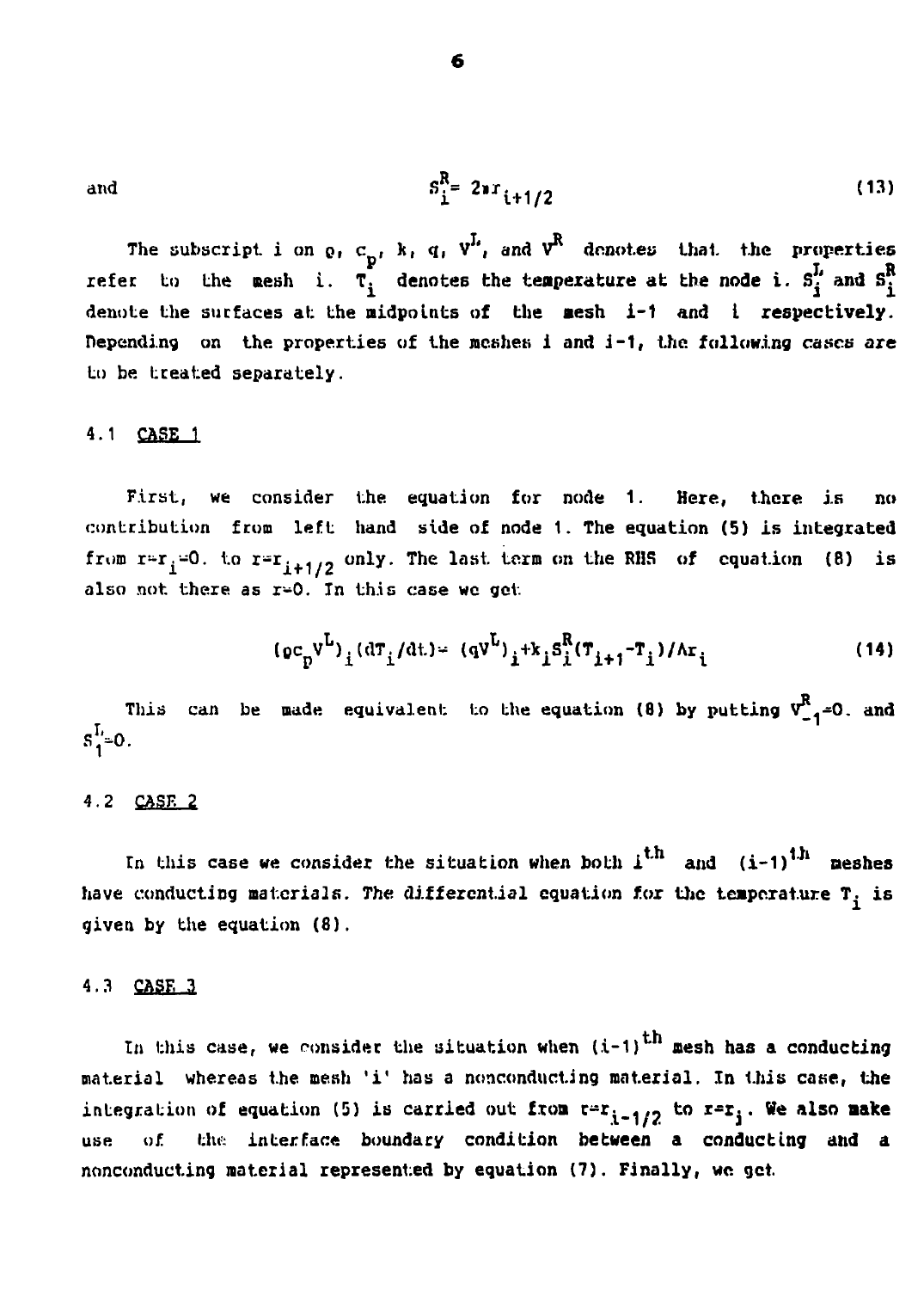and

$$S_i^R = 2\pi r_{i+1/2} \tag{13}$$

The subscript i on $\rho$, $c_p$, k, q, $V^L$, and $V^R$ denotes that the properties refer to the mesh i. $T_i$ denotes the temperature at the node i. $S_i^L$ and $S_i^R$ denote the surfaces at the midpoints of the mesh i-1 and i respectively. Depending on the properties of the meshes i and i-1, the following cases are to be treated separately.

## 4.1 CASE 1

First, we consider the equation for node 1. Here, there is no contribution from left hand side of node 1. The equation (5) is integrated from $r=r_i=0.$ to $r=r_{i+1/2}$ only. The last term on the RHS of equation (8) is also not there as r=0. In this case we get

$$(\rho c_p V^L)_i (dT_i/dt) = (qV^L)_i + k_i S_i^R (T_{i+1} - T_i)/\Delta r_i \tag{14}$$

This can be made equivalent to the equation (8) by putting $V_{-1}^R=0.$ and $S_1^L=0$.

## 4.2 CASE 2

In this case we consider the situation when both $i^{th}$ and $(i-1)^{th}$ meshes have conducting materials. The differential equation for the temperature $T_i$ is given by the equation (8).

## 4.3 CASE 3

In this case, we consider the situation when $(i-1)^{th}$ mesh has a conducting material whereas the mesh 'i' has a nonconducting material. In this case, the integration of equation (5) is carried out from $r=r_{i-1/2}$ to $r=r_i$. We also make use of the interface boundary condition between a conducting and a nonconducting material represented by equation (7). Finally, we get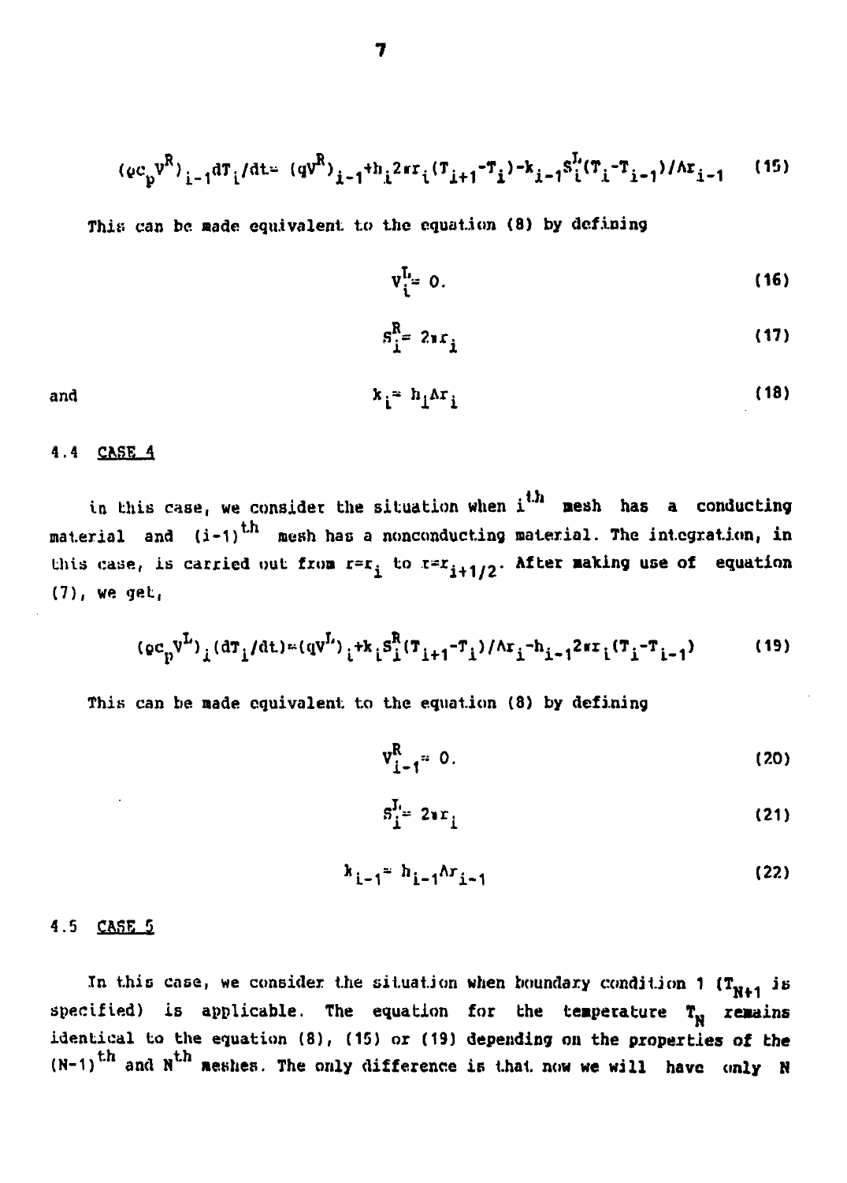$$(\rho c_p V^R)_{i-1} dT_i/dt = (qV^R)_{i-1} + h_i 2\pi r_i (T_{i+1} - T_i) - k_{i-1} S_i^L (T_i - T_{i-1})/\Delta r_{i-1} \quad (15)$$

This can be made equivalent to the equation (8) by defining

$$V_i^L = 0. \quad (16)$$

$$S_i^R = 2\pi r_i \quad (17)$$

and

$$k_i = h_i \Delta r_i \quad (18)$$

### 4.4 CASE 4

In this case, we consider the situation when $i^{th}$ mesh has a conducting material and $(i-1)^{th}$ mesh has a nonconducting material. The integration, in this case, is carried out from $r=r_i$ to $r=r_{i+1/2}$. After making use of equation (7), we get,

$$(\rho c_p V^L)_i (dT_i/dt) = (qV^L)_i + k_i S_i^R (T_{i+1} - T_i)/\Delta r_i - h_{i-1} 2\pi r_i (T_i - T_{i-1}) \quad (19)$$

This can be made equivalent to the equation (8) by defining

$$V_{i-1}^R = 0. \quad (20)$$

$$S_i^L = 2\pi r_i \quad (21)$$

$$k_{i-1} = h_{i-1} \Delta r_{i-1} \quad (22)$$

### 4.5 CASE 5

In this case, we consider the situation when boundary condition 1 ($T_{N+1}$ is specified) is applicable. The equation for the temperature $T_N$ remains identical to the equation (8), (15) or (19) depending on the properties of the $(N-1)^{th}$ and $N^{th}$ meshes. The only difference is that now we will have only N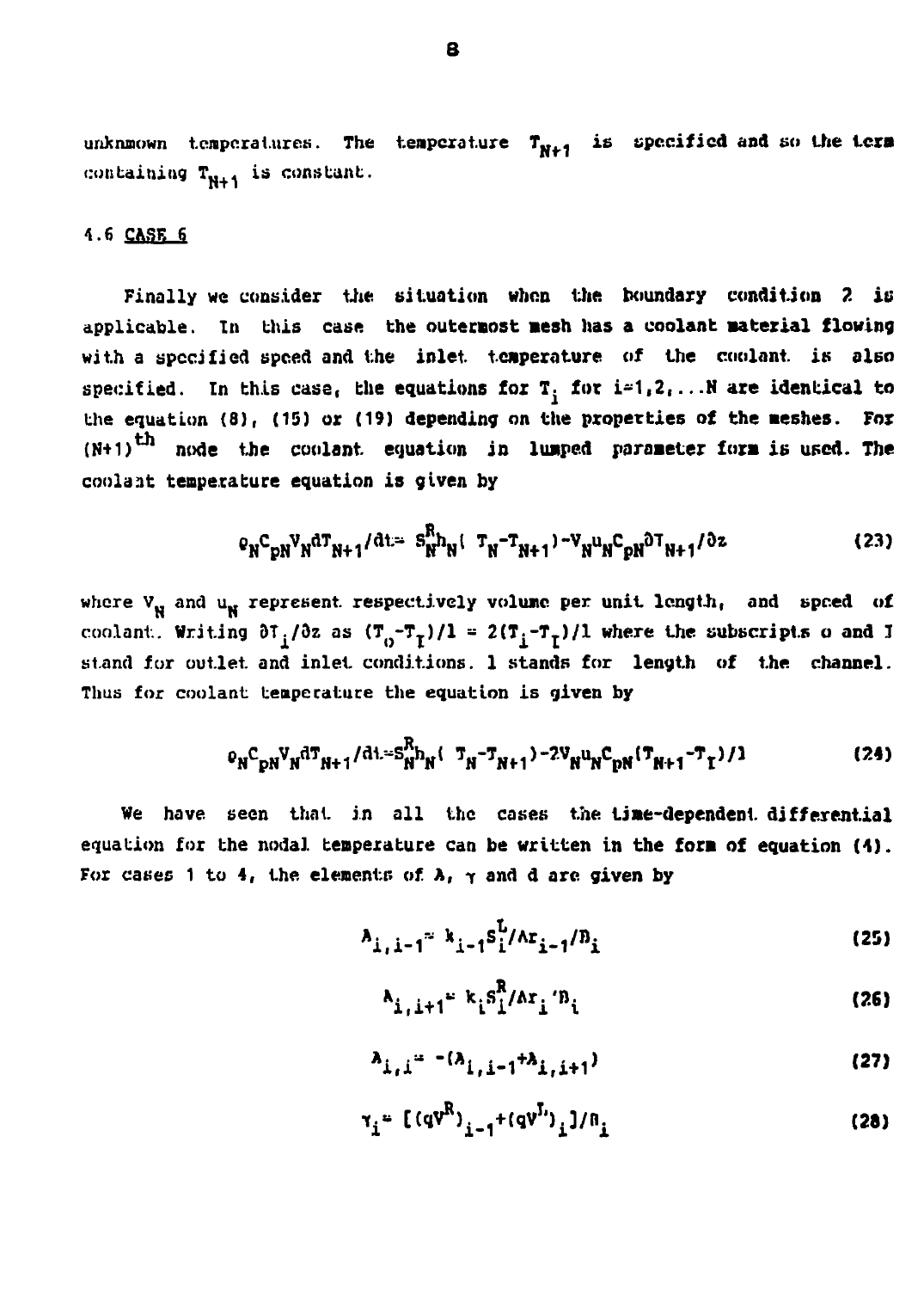unknmown temperatures. The temperature $T_{N+1}$ is specified and so the term containing $T_{N+1}$ is constant.

### 4.6 CASE 6

Finally we consider the situation when the boundary condition 2 is applicable. In this case the outermost mesh has a coolant material flowing with a specified speed and the inlet temperature of the coolant is also specified. In this case, the equations for $T_i$ for $i=1,2,\ldots N$ are identical to the equation (8), (15) or (19) depending on the properties of the meshes. For $(N+1)^{th}$ node the coolant equation in lumped parameter form is used. The coolant temperature equation is given by

$$\rho_N C_{pN} V_N dT_{N+1}/dt = S_N^R h_N ( T_N - T_{N+1}) - V_N u_N C_{pN} \partial T_{N+1}/\partial z \tag{23}$$

where $V_N$ and $u_N$ represent respectively volume per unit length, and speed of coolant. Writing $\partial T_i/\partial z$ as $(T_o - T_I)/l = 2(T_i - T_I)/l$ where the subscripts o and I stand for outlet and inlet conditions. l stands for length of the channel. Thus for coolant temperature the equation is given by

$$\rho_N C_{pN} V_N dT_{N+1}/dt = S_N^R h_N ( T_N - T_{N+1}) - 2V_N u_N C_{pN} (T_{N+1} - T_I)/l \tag{24}$$

We have seen that in all the cases the time-dependent differential equation for the nodal temperature can be written in the form of equation (4). For cases 1 to 4, the elements of A, $\gamma$ and d are given by

$$A_{i,i-1} = k_{i-1} S_i^L / \Delta r_{i-1} / D_i \tag{25}$$

$$A_{i,i+1} = k_i S_i^R / \Delta r_i / D_i \tag{26}$$

$$A_{i,i} = -(A_{i,i-1} + A_{i,i+1}) \tag{27}$$

$$\gamma_i = [(qV^R)_{i-1} + (qV^L)_i]/D_i \tag{28}$$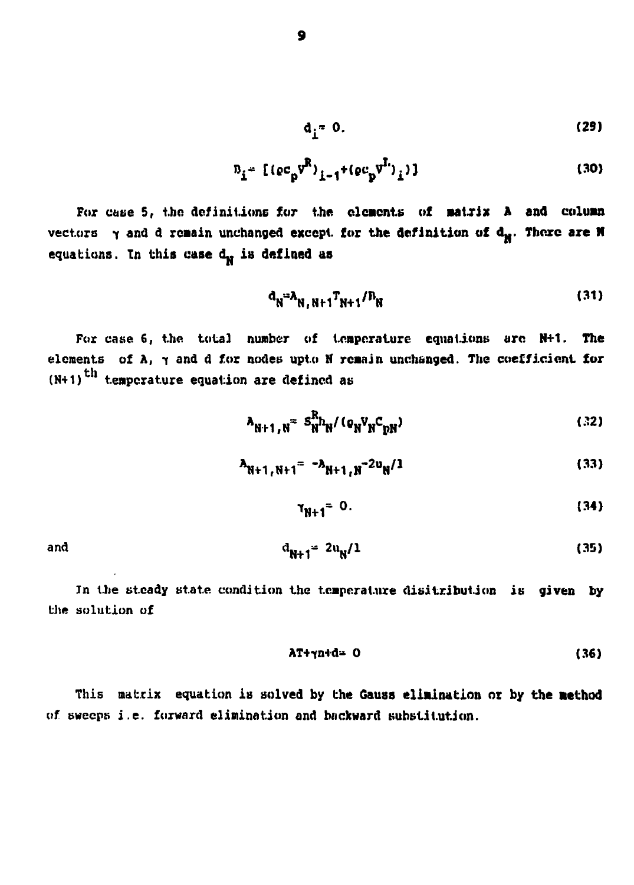$$d_i = 0. \tag{29}$$

$$B_i = [(\rho c_p V^R)_{i-1} + (\rho c_p V^L)_i)] \tag{30}$$

For case 5, the definitions for the elements of matrix A and column vectors $\gamma$ and d remain unchanged except for the definition of $d_N$. There are N equations. In this case $d_N$ is defined as

$$d_N = A_{N,N+1} T_{N+1} / B_N \tag{31}$$

For case 6, the total number of temperature equations are N+1. The elements of A, $\gamma$ and d for nodes upto N remain unchanged. The coefficient for $(N+1)^{th}$ temperature equation are defined as

$$A_{N+1,N} = S_N^R h_N / (\rho_N V_N C_{pN}) \tag{32}$$

$$A_{N+1,N+1} = -A_{N+1,N} - 2u_N / l \tag{33}$$

$$\gamma_{N+1} = 0. \tag{34}$$

and

$$d_{N+1} = 2u_N / l \tag{35}$$

In the steady state condition the temperature disitribution is given by the solution of

$$AT + \gamma n + d = 0 \tag{36}$$

This matrix equation is solved by the Gauss elimination or by the method of sweeps i.e. forward elimination and backward substitution.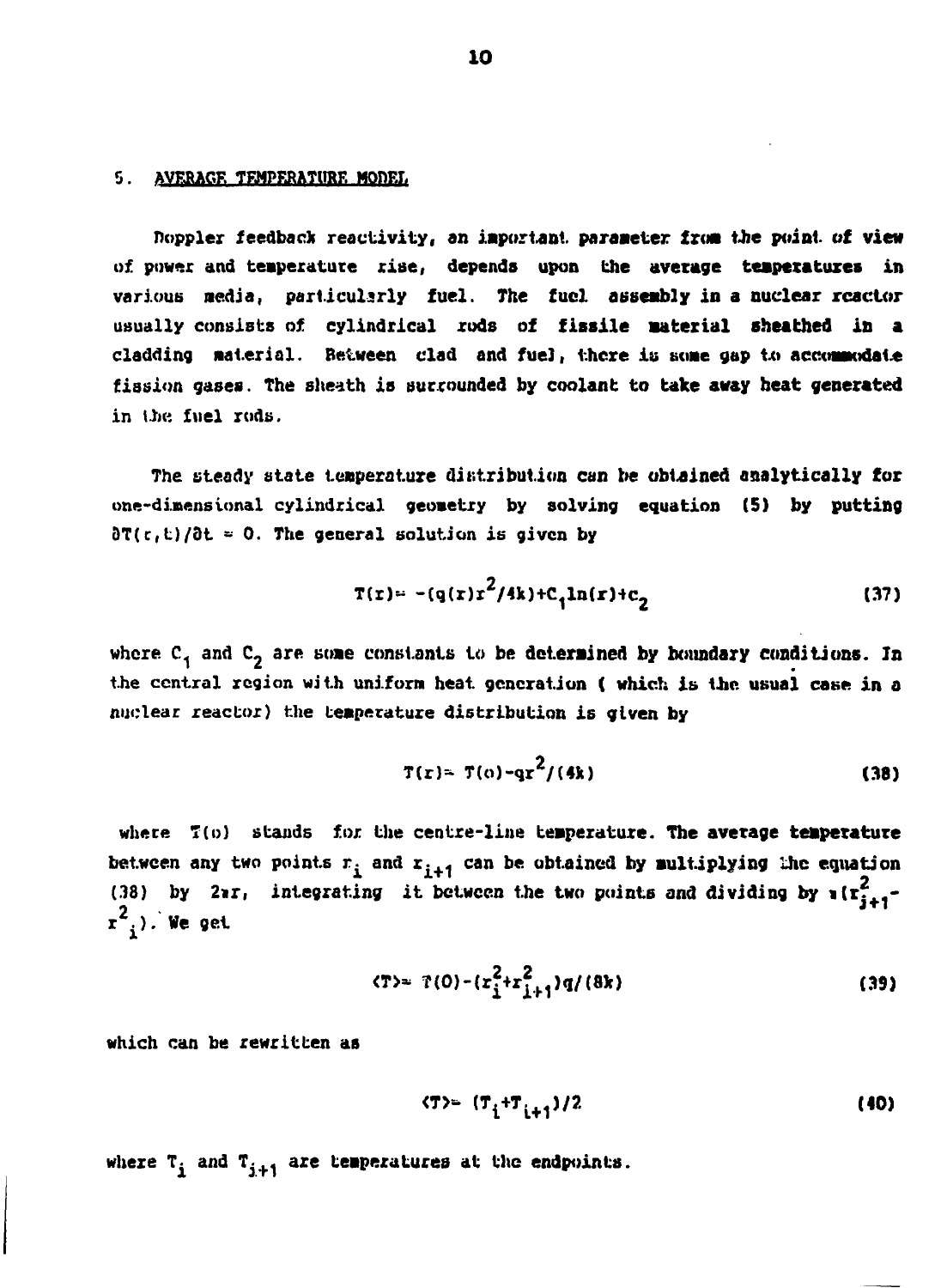## 5. AVERAGE TEMPERATURE MODEL

Doppler feedback reactivity, an important parameter from the point of view of power and temperature rise, depends upon the average temperatures in various media, particularly fuel. The fuel assembly in a nuclear reactor usually consists of cylindrical rods of fissile material sheathed in a cladding material. Between clad and fuel, there is some gap to accommodate fission gases. The sheath is surrounded by coolant to take away heat generated in the fuel rods.

The steady state temperature distribution can be obtained analytically for one-dimensional cylindrical geometry by solving equation (5) by putting $\partial T(r,t)/\partial t = 0$. The general solution is given by

$$T(r) = -(q(r)r^2/4k) + C_1 \ln(r) + C_2 \tag{37}$$

where $C_1$ and $C_2$ are some constants to be determined by boundary conditions. In the central region with uniform heat generation ( which is the usual case in a nuclear reactor) the temperature distribution is given by

$$T(r) = T(o) - qr^2/(4k) \tag{38}$$

where $T(o)$ stands for the centre-line temperature. The average temperature between any two points $r_i$ and $r_{i+1}$ can be obtained by multiplying the equation (38) by $2\pi r$, integrating it between the two points and dividing by $\pi(r_{i+1}^2 - r_i^2)$. We get

$$\langle T \rangle = T(O) - (r_i^2 + r_{i+1}^2) q/(8k) \tag{39}$$

which can be rewritten as

$$\langle T \rangle = (T_i + T_{i+1})/2 \tag{40}$$

where $T_i$ and $T_{i+1}$ are temperatures at the endpoints.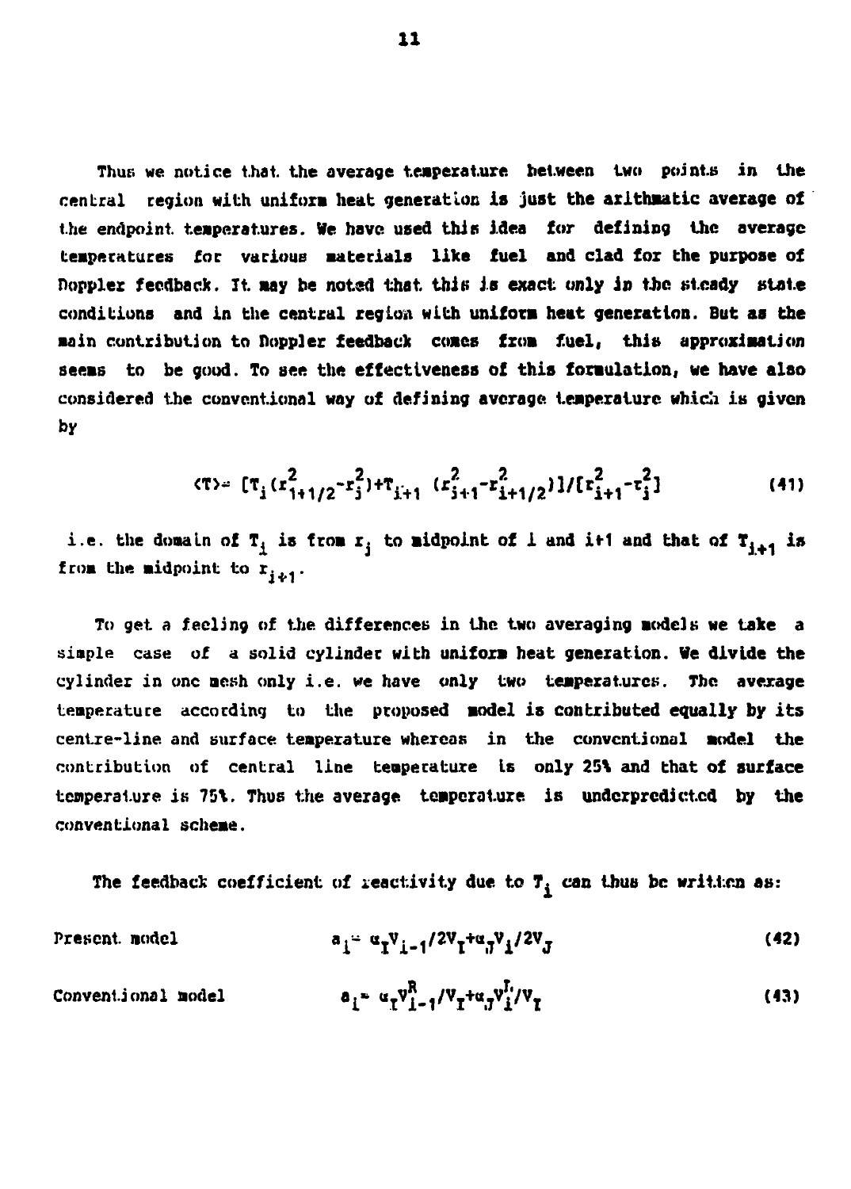Thus we notice that the average temperature between two points in the central region with uniform heat generation is just the arithmatic average of the endpoint temperatures. We have used this idea for defining the average temperatures for various materials like fuel and clad for the purpose of Doppler feedback. It may be noted that this is exact only in the steady state conditions and in the central region with uniform heat generation. But as the main contribution to Doppler feedback comes from fuel, this approximation seems to be good. To see the effectiveness of this formulation, we have also considered the conventional way of defining average temperature which is given by

$$\langle T \rangle = [T_i(r_{i+1/2}^2 - r_j^2) + T_{i+1}(r_{j+1}^2 - r_{i+1/2}^2)]/[r_{i+1}^2 - r_j^2] \tag{41}$$

i.e. the domain of $T_i$ is from $r_j$ to midpoint of i and i+1 and that of $T_{i+1}$ is from the midpoint to $r_{j+1}$.

To get a feeling of the differences in the two averaging models we take a simple case of a solid cylinder with uniform heat generation. We divide the cylinder in one mesh only i.e. we have only two temperatures. The average temperature according to the proposed model is contributed equally by its centre-line and surface temperature whereas in the conventional model the contribution of central line temperature is only 25% and that of surface temperature is 75%. Thus the average temperature is underpredicted by the conventional scheme.

The feedback coefficient of reactivity due to $T_i$ can thus be written as:

Present model
$$a_i = \alpha_I V_{i-1}/2V_I + \alpha_J V_i/2V_J \tag{42}$$

Conventional model
$$a_i = \alpha_I V_{i-1}^R/V_I + \alpha_J V_i^L/V_I \tag{43}$$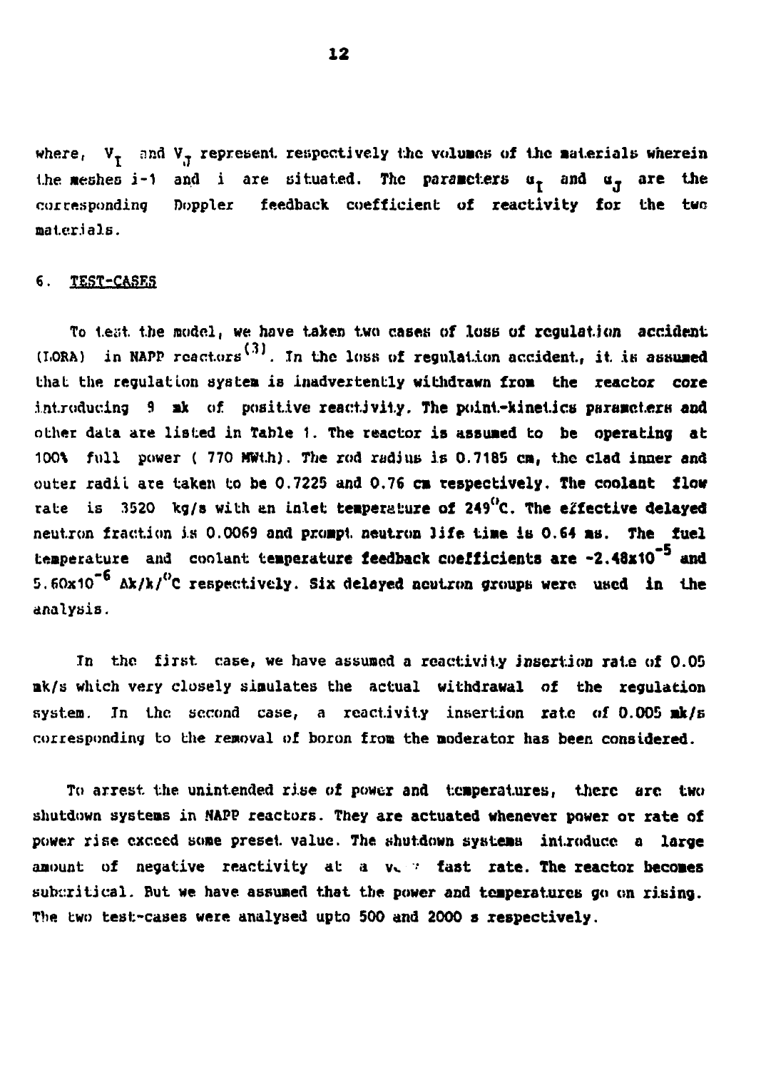where, $V_I$ and $V_J$ represent respectively the volumes of the materials wherein the meshes i-1 and i are situated. The parameters $\alpha_I$ and $\alpha_J$ are the corresponding Doppler feedback coefficient of reactivity for the two materials.

## 6. TEST-CASES

To test the model, we have taken two cases of loss of regulation accident (LORA) in NAPP reactors[3]. In the loss of regulation accident, it is assumed that the regulation system is inadvertently withdrawn from the reactor core introducing 9 mk of positive reactivity. The point-kinetics parameters and other data are listed in Table 1. The reactor is assumed to be operating at 100% full power ( 770 MWt.h). The rod radius is 0.7185 cm, the clad inner and outer radii are taken to be 0.7225 and 0.76 cm respectively. The coolant flow rate is 3520 kg/s with an inlet temperature of 249$^{\circ}$C. The effective delayed neutron fraction is 0.0069 and prompt neutron life time is 0.64 ms. The fuel temperature and coolant temperature feedback coefficients are $-2.48\times10^{-5}$ and $5.60\times10^{-6}$ $\Delta k/k/^{\circ}C$ respectively. Six delayed neutron groups were used in the analysis.

In the first case, we have assumed a reactivity insertion rate of 0.05 mk/s which very closely simulates the actual withdrawal of the regulation system. In the second case, a reactivity insertion rate of 0.005 mk/s corresponding to the removal of boron from the moderator has been considered.

To arrest the unintended rise of power and temperatures, there are two shutdown systems in NAPP reactors. They are actuated whenever power or rate of power rise exceed some preset value. The shutdown systems introduce a large amount of negative reactivity at a very fast rate. The reactor becomes subcritical. But we have assumed that the power and temperatures go on rising. The two test-cases were analysed upto 500 and 2000 s respectively.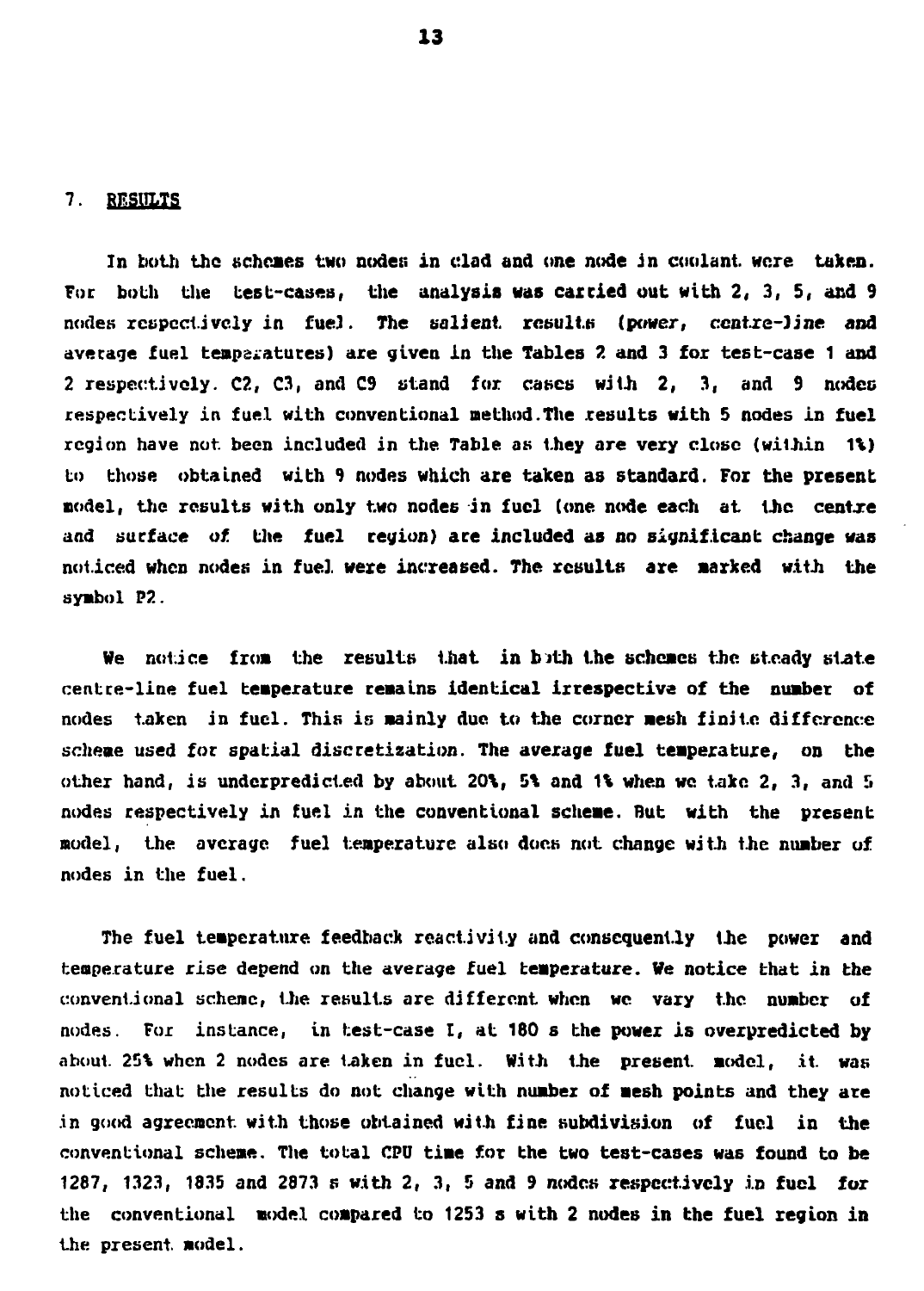## 7. RESULTS

In both the schemes two nodes in clad and one node in coolant were taken. For both the test-cases, the analysis was carried out with 2, 3, 5, and 9 nodes respectively in fuel. The salient results (power, centre-line and average fuel temperatures) are given in the Tables 2 and 3 for test-case 1 and 2 respectively. C2, C3, and C9 stand for cases with 2, 3, and 9 nodes respectively in fuel with conventional method. The results with 5 nodes in fuel region have not been included in the Table as they are very close (within 1%) to those obtained with 9 nodes which are taken as standard. For the present model, the results with only two nodes in fuel (one node each at the centre and surface of the fuel region) are included as no significant change was noticed when nodes in fuel were increased. The results are marked with the symbol P2.

We notice from the results that in both the schemes the steady state centre-line fuel temperature remains identical irrespective of the number of nodes taken in fuel. This is mainly due to the corner mesh finite difference scheme used for spatial discretization. The average fuel temperature, on the other hand, is underpredicted by about 20%, 5% and 1% when we take 2, 3, and 5 nodes respectively in fuel in the conventional scheme. But with the present model, the average fuel temperature also does not change with the number of nodes in the fuel.

The fuel temperature feedback reactivity and consequently the power and temperature rise depend on the average fuel temperature. We notice that in the conventional scheme, the results are different when we vary the number of nodes. For instance, in test-case I, at 180 s the power is overpredicted by about 25% when 2 nodes are taken in fuel. With the present model, it was noticed that the results do not change with number of mesh points and they are in good agreement with those obtained with fine subdivision of fuel in the conventional scheme. The total CPU time for the two test-cases was found to be 1287, 1323, 1835 and 2873 s with 2, 3, 5 and 9 nodes respectively in fuel for the conventional model compared to 1253 s with 2 nodes in the fuel region in the present model.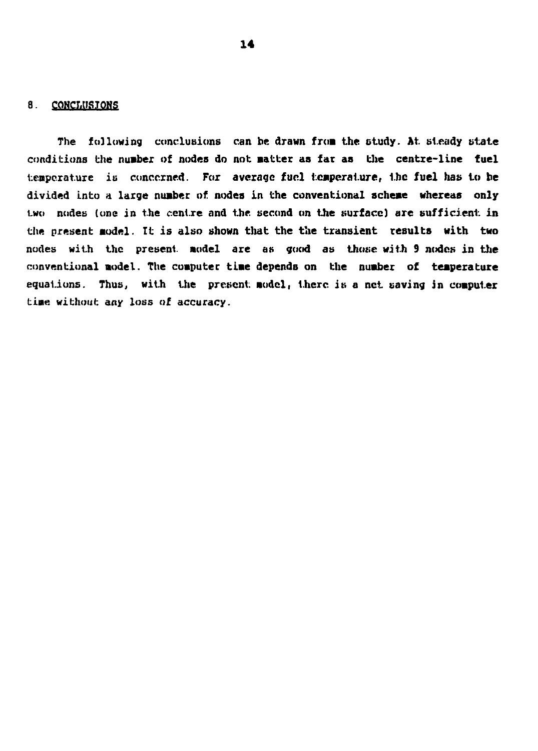## 8. CONCLUSIONS

The following conclusions can be drawn from the study. At steady state conditions the number of nodes do not matter as far as the centre-line fuel temperature is concerned. For average fuel temperature, the fuel has to be divided into a large number of nodes in the conventional scheme whereas only two nodes (one in the centre and the second on the surface) are sufficient in the present model. It is also shown that the the transient results with two nodes with the present model are as good as those with 9 nodes in the conventional model. The computer time depends on the number of temperature equations. Thus, with the present model, there is a net saving in computer time without any loss of accuracy.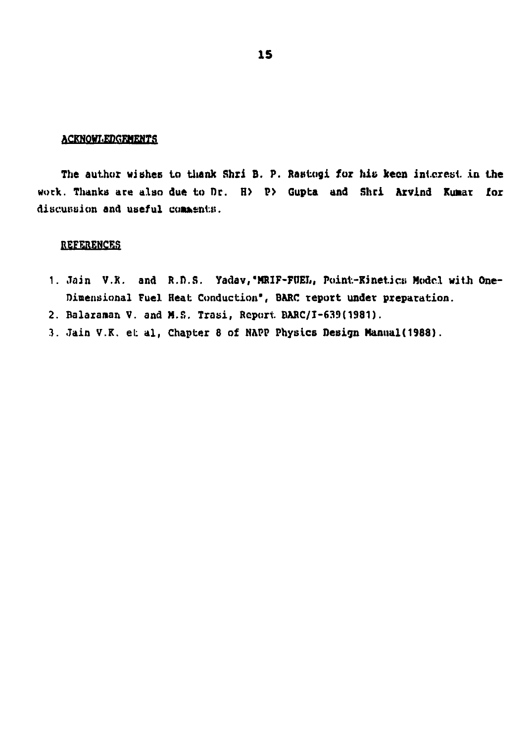## ACKNOWLEDGEMENTS

The author wishes to thank Shri B. P. Rastogi for his keen interest in the work. Thanks are also due to Dr. H> P> Gupta and Shri Arvind Kumar for discussion and useful comments.

## REFERENCES

1. Jain V.K. and R.D.S. Yadav,"MRIF-FUEL, Point-Kinetics Model with One-Dimensional Fuel Heat Conduction", BARC report under preparation.
2. Balaraman V. and M.S. Trasi, Report BARC/I-639(1981).
3. Jain V.K. et al, Chapter 8 of NAPP Physics Design Manual(1988).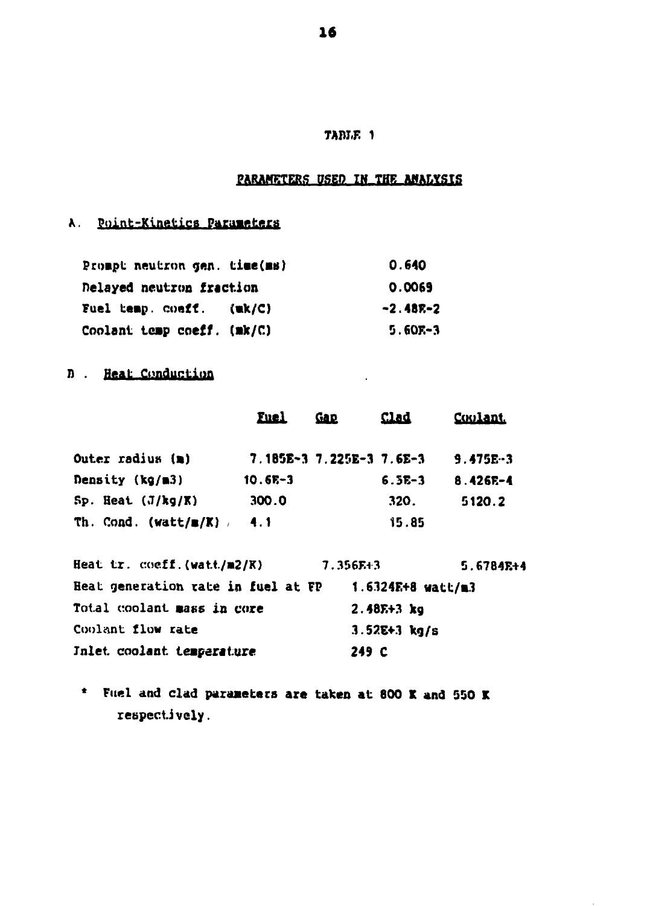TABLE 1

PARAMETERS USED IN THE ANALYSIS

A. Point-Kinetics Parameters

| | |
|---|---|
| Prompt neutron gen. time(ms) | 0.640 |
| Delayed neutron fraction | 0.0069 |
| Fuel temp. coeff. (mk/C) | -2.48E-2 |
| Coolant temp coeff. (mk/C) | 5.60E-3 |

B. Heat Conduction

| | Fuel | Gap | Clad | Coolant |
|---|---|---|---|---|
| Outer radius (m) | 7.185E-3 | 7.225E-3 | 7.6E-3 | 9.475E-3 |
| Density (kg/m3) | 10.6E-3 | | 6.5E-3 | 8.426E-4 |
| Sp. Heat (J/kg/K) | 300.0 | | 320. | 5120.2 |
| Th. Cond. (watt/m/K) | 4.1 | | 15.85 | |
| Heat tr. coeff.(watt/m2/K) | | 7.356E+3 | | 5.6784E+4 |

| | |
|---|---|
| Heat generation rate in fuel at FP | 1.6324E+8 watt/m3 |
| Total coolant mass in core | 2.48E+3 kg |
| Coolant flow rate | 3.52E+3 kg/s |
| Inlet coolant temperature | 249 C |

* Fuel and clad parameters are taken at 800 K and 550 K respectively.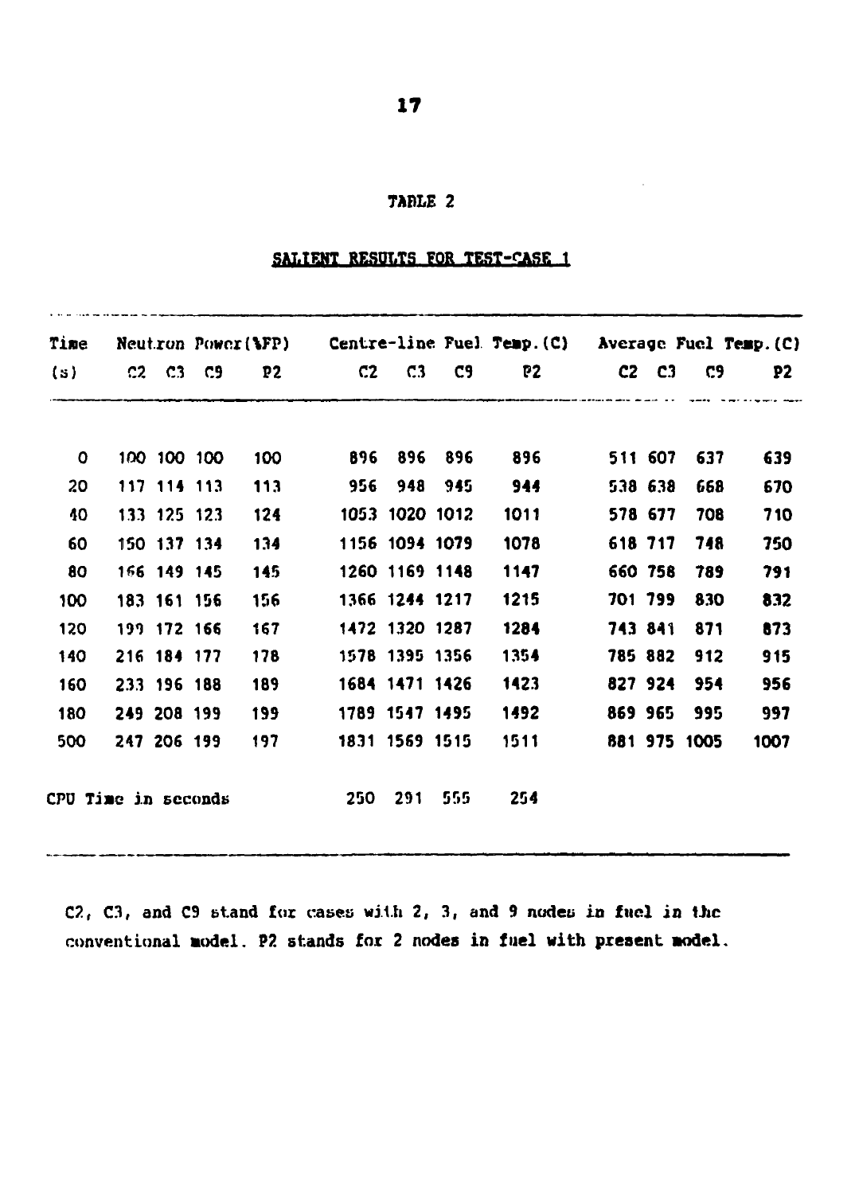## TABLE 2

### SALIENT RESULTS FOR TEST-CASE 1

| Time | Neutron Power(%FP) | | | | Centre-line Fuel Temp.(C) | | | | Average Fuel Temp.(C) | | | |
|---|---|---|---|---|---|---|---|---|---|---|---|---|
| (s) | C2 | C3 | C9 | P2 | C2 | C3 | C9 | P2 | C2 | C3 | C9 | P2 |
| 0 | 100 | 100 | 100 | 100 | 896 | 896 | 896 | 896 | 511 | 607 | 637 | 639 |
| 20 | 117 | 114 | 113 | 113 | 956 | 948 | 945 | 944 | 538 | 638 | 668 | 670 |
| 40 | 133 | 125 | 123 | 124 | 1053 | 1020 | 1012 | 1011 | 578 | 677 | 708 | 710 |
| 60 | 150 | 137 | 134 | 134 | 1156 | 1094 | 1079 | 1078 | 618 | 717 | 748 | 750 |
| 80 | 166 | 149 | 145 | 145 | 1260 | 1169 | 1148 | 1147 | 660 | 758 | 789 | 791 |
| 100 | 183 | 161 | 156 | 156 | 1366 | 1244 | 1217 | 1215 | 701 | 799 | 830 | 832 |
| 120 | 199 | 172 | 166 | 167 | 1472 | 1320 | 1287 | 1284 | 743 | 841 | 871 | 873 |
| 140 | 216 | 184 | 177 | 178 | 1578 | 1395 | 1356 | 1354 | 785 | 882 | 912 | 915 |
| 160 | 233 | 196 | 188 | 189 | 1684 | 1471 | 1426 | 1423 | 827 | 924 | 954 | 956 |
| 180 | 249 | 208 | 199 | 199 | 1789 | 1547 | 1495 | 1492 | 869 | 965 | 995 | 997 |
| 500 | 247 | 206 | 199 | 197 | 1831 | 1569 | 1515 | 1511 | 881 | 975 | 1005 | 1007 |
| CPU Time in seconds | | | | | 250 | 291 | 555 | 254 | | | | |

C2, C3, and C9 stand for cases with 2, 3, and 9 nodes in fuel in the conventional model. P2 stands for 2 nodes in fuel with present model.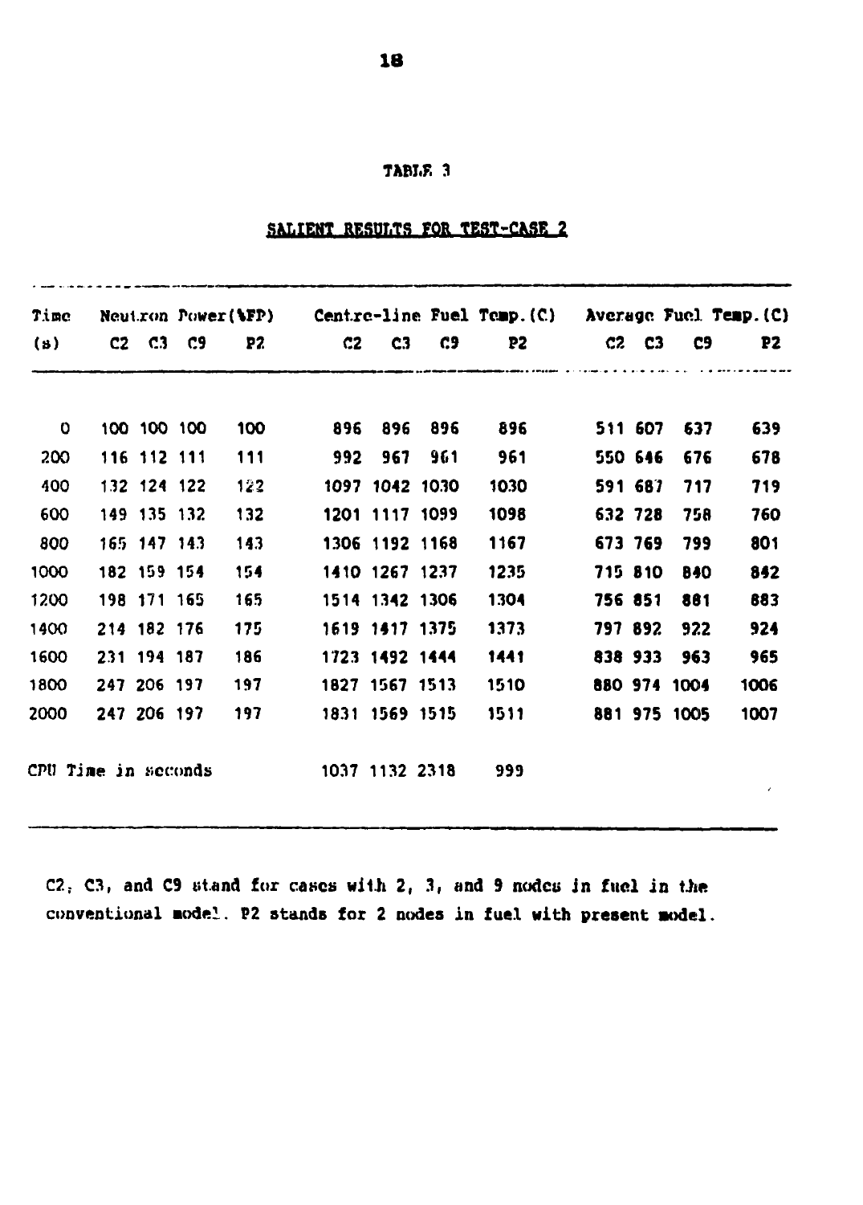TABLE 3

SALIENT RESULTS FOR TEST-CASE 2

| Time (s) | Neutron Power(%FP) | | | | Centre-line Fuel Temp.(C) | | | | Average Fuel Temp.(C) | | | |
|---|---|---|---|---|---|---|---|---|---|---|---|---|
| | C2 | C3 | C9 | P2 | C2 | C3 | C9 | P2 | C2 | C3 | C9 | P2 |
| 0 | 100 | 100 | 100 | 100 | 896 | 896 | 896 | 896 | 511 | 607 | 637 | 639 |
| 200 | 116 | 112 | 111 | 111 | 992 | 967 | 961 | 961 | 550 | 646 | 676 | 678 |
| 400 | 132 | 124 | 122 | 122 | 1097 | 1042 | 1030 | 1030 | 591 | 687 | 717 | 719 |
| 600 | 149 | 135 | 132 | 132 | 1201 | 1117 | 1099 | 1098 | 632 | 728 | 758 | 760 |
| 800 | 165 | 147 | 143 | 143 | 1306 | 1192 | 1168 | 1167 | 673 | 769 | 799 | 801 |
| 1000 | 182 | 159 | 154 | 154 | 1410 | 1267 | 1237 | 1235 | 715 | 810 | 840 | 842 |
| 1200 | 198 | 171 | 165 | 165 | 1514 | 1342 | 1306 | 1304 | 756 | 851 | 881 | 883 |
| 1400 | 214 | 182 | 176 | 175 | 1619 | 1417 | 1375 | 1373 | 797 | 892 | 922 | 924 |
| 1600 | 231 | 194 | 187 | 186 | 1723 | 1492 | 1444 | 1441 | 838 | 933 | 963 | 965 |
| 1800 | 247 | 206 | 197 | 197 | 1827 | 1567 | 1513 | 1510 | 880 | 974 | 1004 | 1006 |
| 2000 | 247 | 206 | 197 | 197 | 1831 | 1569 | 1515 | 1511 | 881 | 975 | 1005 | 1007 |
| CPU Time in seconds | | | | | 1037 | 1132 | 2318 | 999 | | | | |

C2, C3, and C9 stand for cases with 2, 3, and 9 nodes in fuel in the conventional model. P2 stands for 2 nodes in fuel with present model.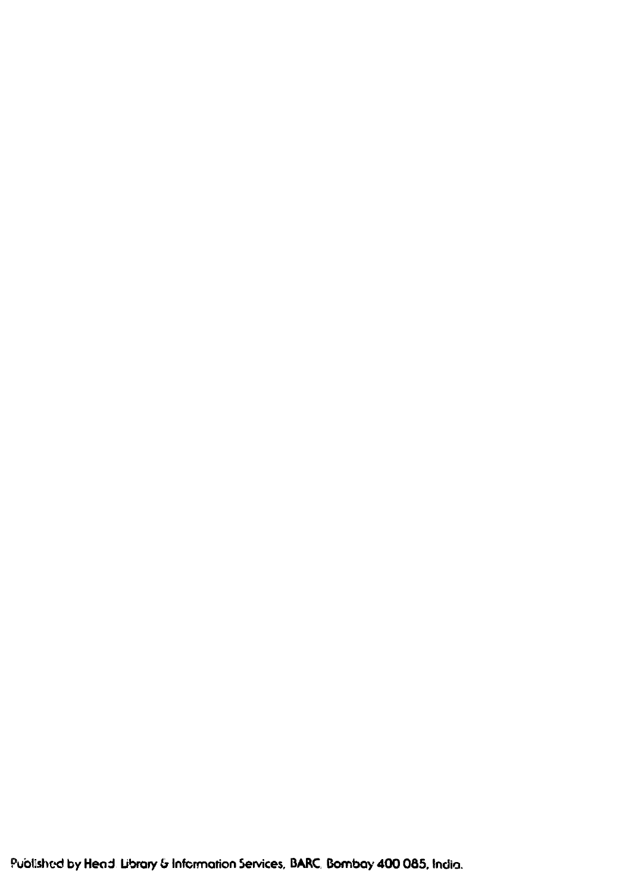Published by Head Library & Information Services, BARC, Bombay 400 085, India.